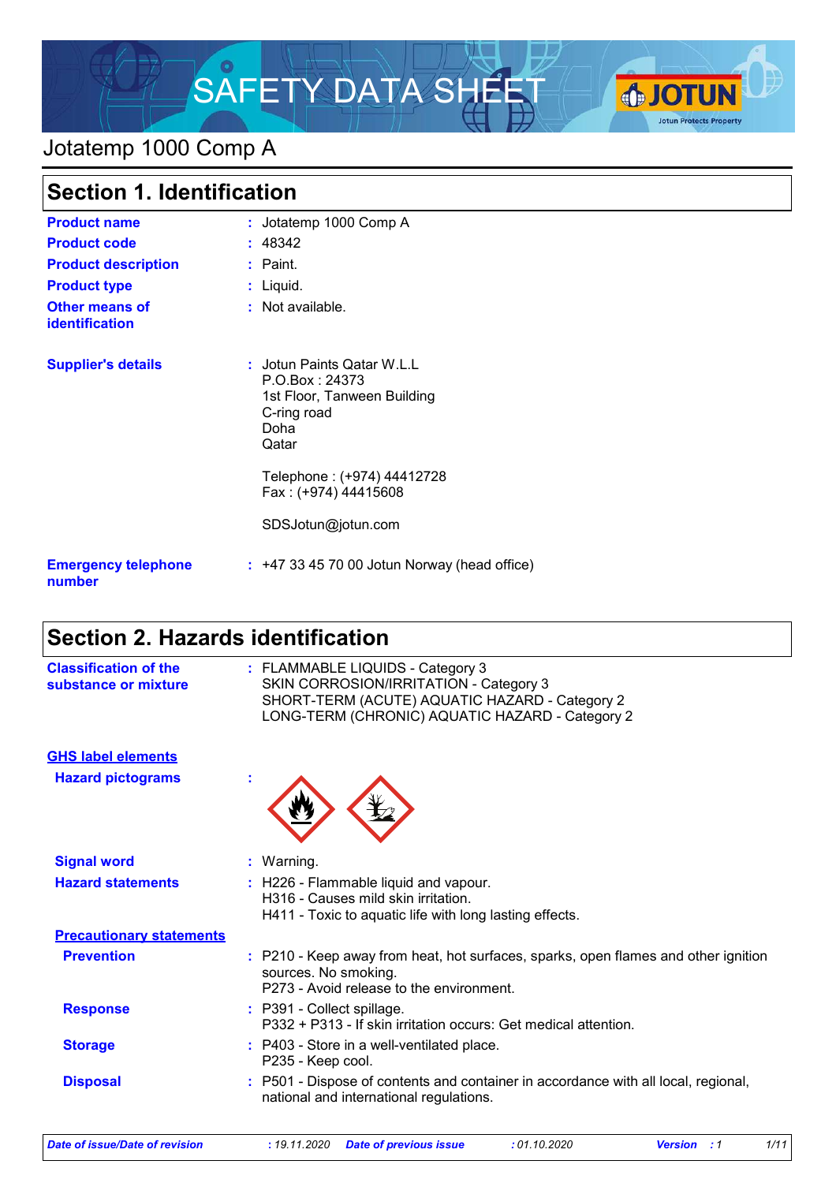# SAFETY DATA SHEET

## Jotatemp 1000 Comp A

## Section 1. Identification

| | |
|---|---|
| **Product name** | : Jotatemp 1000 Comp A |
| **Product code** | : 48342 |
| **Product description** | : Paint. |
| **Product type** | : Liquid. |
| **Other means of identification** | : Not available. |
| **Supplier's details** | : Jotun Paints Qatar W.L.L<br>P.O.Box : 24373<br>1st Floor, Tanween Building<br>C-ring road<br>Doha<br>Qatar<br><br>Telephone : (+974) 44412728<br>Fax : (+974) 44415608<br><br>SDSJotun@jotun.com |
| **Emergency telephone number** | : +47 33 45 70 00 Jotun Norway (head office) |

## Section 2. Hazards identification

**Classification of the substance or mixture** : FLAMMABLE LIQUIDS - Category 3
SKIN CORROSION/IRRITATION - Category 3
SHORT-TERM (ACUTE) AQUATIC HAZARD - Category 2
LONG-TERM (CHRONIC) AQUATIC HAZARD - Category 2

### GHS label elements

**Hazard pictograms** :

**Signal word** : Warning.

**Hazard statements** : H226 - Flammable liquid and vapour.
H316 - Causes mild skin irritation.
H411 - Toxic to aquatic life with long lasting effects.

### Precautionary statements

**Prevention** : P210 - Keep away from heat, hot surfaces, sparks, open flames and other ignition sources. No smoking.
P273 - Avoid release to the environment.

**Response** : P391 - Collect spillage.
P332 + P313 - If skin irritation occurs: Get medical attention.

**Storage** : P403 - Store in a well-ventilated place.
P235 - Keep cool.

**Disposal** : P501 - Dispose of contents and container in accordance with all local, regional, national and international regulations.

*Date of issue/Date of revision : 19.11.2020 Date of previous issue : 01.10.2020 Version : 1*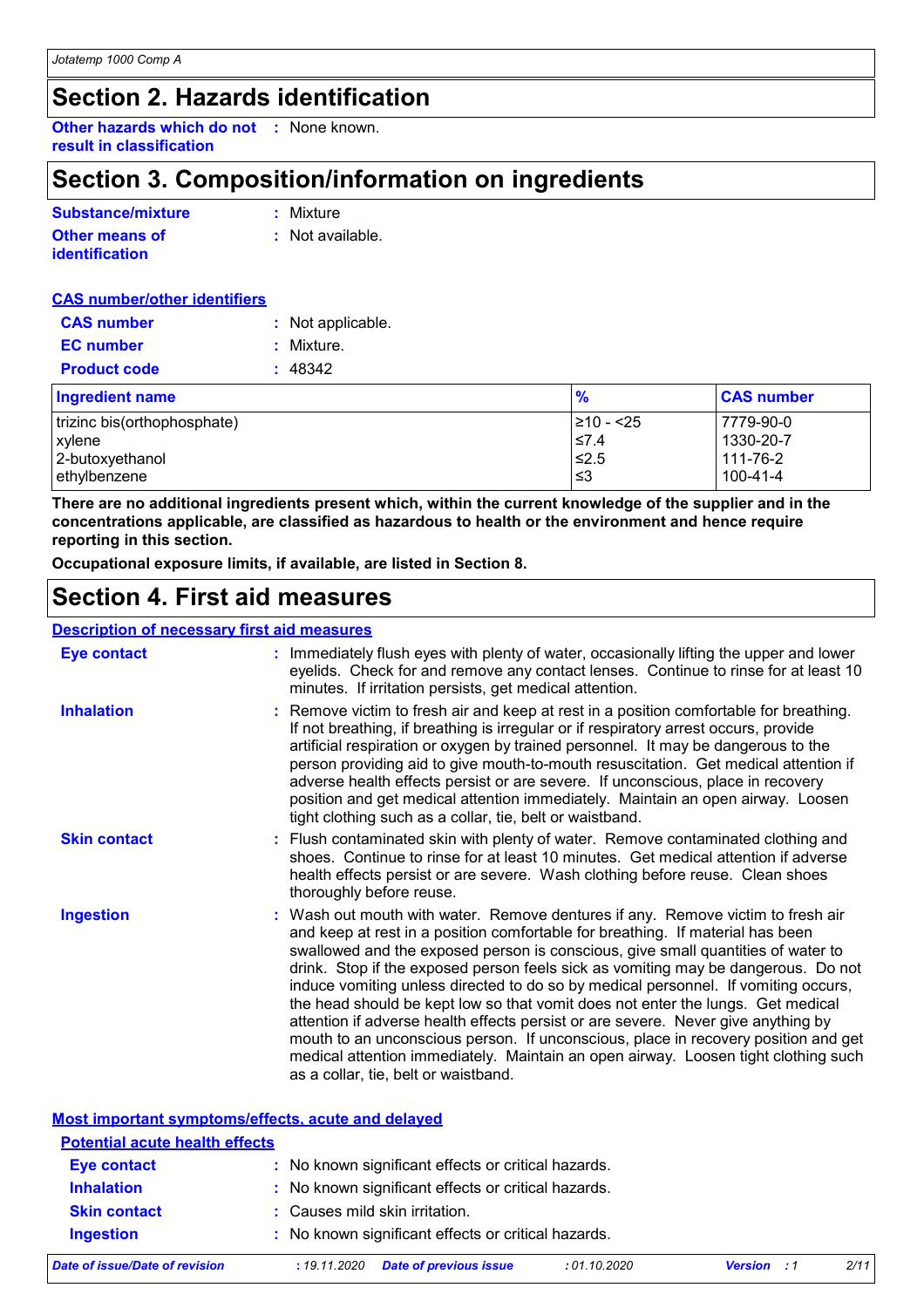# Section 2. Hazards identification

**Other hazards which do not result in classification** : None known.

# Section 3. Composition/information on ingredients

**Substance/mixture** : Mixture

**Other means of identification** : Not available.

**CAS number/other identifiers**

**CAS number** : Not applicable.

**EC number** : Mixture.

**Product code** : 48342

| Ingredient name | % | CAS number |
|---|---|---|
| trizinc bis(orthophosphate) | ≥10 - <25 | 7779-90-0 |
| xylene | ≤7.4 | 1330-20-7 |
| 2-butoxyethanol | ≤2.5 | 111-76-2 |
| ethylbenzene | ≤3 | 100-41-4 |

**There are no additional ingredients present which, within the current knowledge of the supplier and in the concentrations applicable, are classified as hazardous to health or the environment and hence require reporting in this section.**

**Occupational exposure limits, if available, are listed in Section 8.**

# Section 4. First aid measures

**Description of necessary first aid measures**

**Eye contact** : Immediately flush eyes with plenty of water, occasionally lifting the upper and lower eyelids. Check for and remove any contact lenses. Continue to rinse for at least 10 minutes. If irritation persists, get medical attention.

**Inhalation** : Remove victim to fresh air and keep at rest in a position comfortable for breathing. If not breathing, if breathing is irregular or if respiratory arrest occurs, provide artificial respiration or oxygen by trained personnel. It may be dangerous to the person providing aid to give mouth-to-mouth resuscitation. Get medical attention if adverse health effects persist or are severe. If unconscious, place in recovery position and get medical attention immediately. Maintain an open airway. Loosen tight clothing such as a collar, tie, belt or waistband.

**Skin contact** : Flush contaminated skin with plenty of water. Remove contaminated clothing and shoes. Continue to rinse for at least 10 minutes. Get medical attention if adverse health effects persist or are severe. Wash clothing before reuse. Clean shoes thoroughly before reuse.

**Ingestion** : Wash out mouth with water. Remove dentures if any. Remove victim to fresh air and keep at rest in a position comfortable for breathing. If material has been swallowed and the exposed person is conscious, give small quantities of water to drink. Stop if the exposed person feels sick as vomiting may be dangerous. Do not induce vomiting unless directed to do so by medical personnel. If vomiting occurs, the head should be kept low so that vomit does not enter the lungs. Get medical attention if adverse health effects persist or are severe. Never give anything by mouth to an unconscious person. If unconscious, place in recovery position and get medical attention immediately. Maintain an open airway. Loosen tight clothing such as a collar, tie, belt or waistband.

**Most important symptoms/effects, acute and delayed**

**Potential acute health effects**

**Eye contact** : No known significant effects or critical hazards.

**Inhalation** : No known significant effects or critical hazards.

**Skin contact** : Causes mild skin irritation.

**Ingestion** : No known significant effects or critical hazards.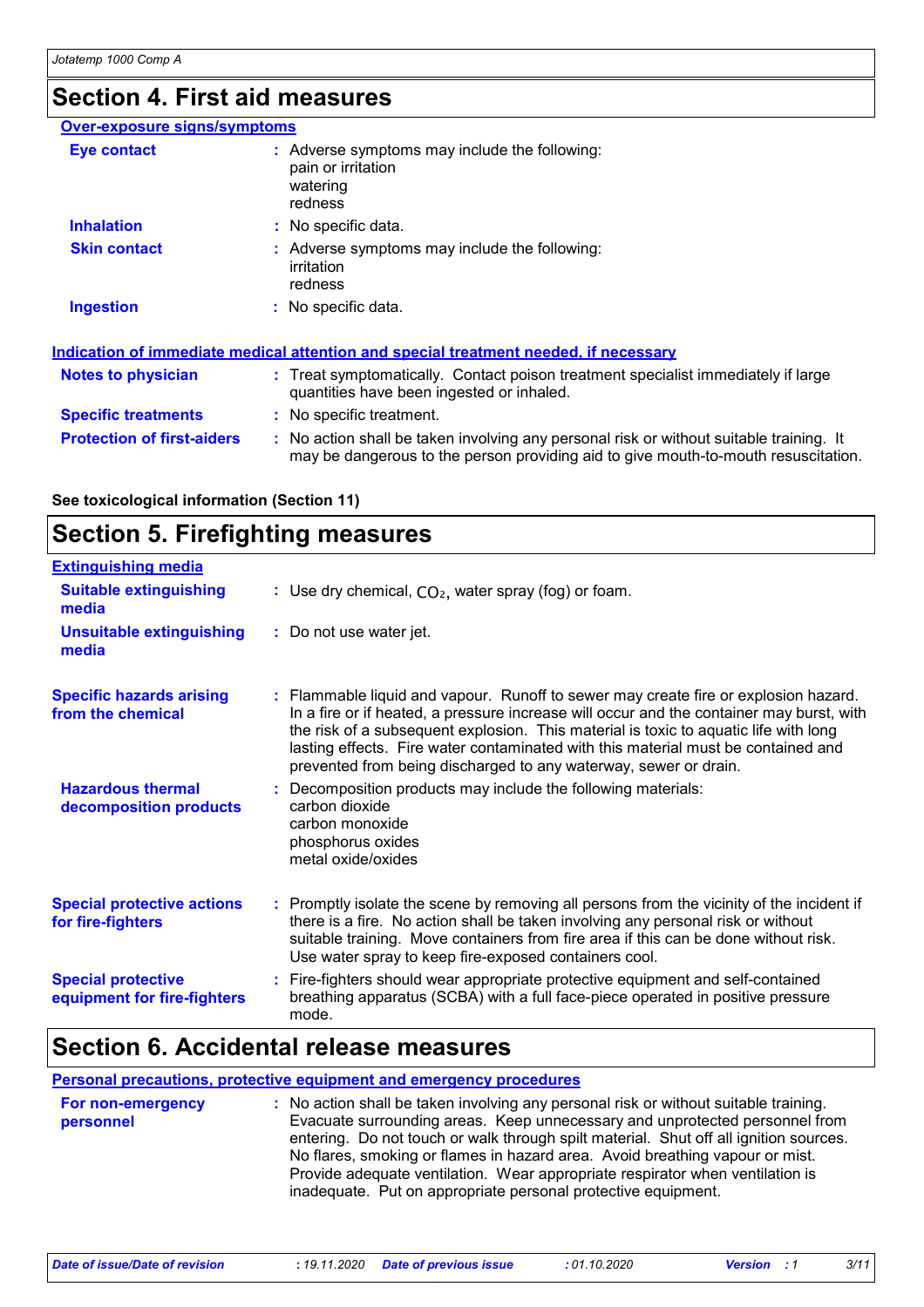# Section 4. First aid measures

**Over-exposure signs/symptoms**

| | |
|---|---|
| **Eye contact** | : Adverse symptoms may include the following:<br>pain or irritation<br>watering<br>redness |
| **Inhalation** | : No specific data. |
| **Skin contact** | : Adverse symptoms may include the following:<br>irritation<br>redness |
| **Ingestion** | : No specific data. |

**Indication of immediate medical attention and special treatment needed, if necessary**

| | |
|---|---|
| **Notes to physician** | : Treat symptomatically. Contact poison treatment specialist immediately if large quantities have been ingested or inhaled. |
| **Specific treatments** | : No specific treatment. |
| **Protection of first-aiders** | : No action shall be taken involving any personal risk or without suitable training. It may be dangerous to the person providing aid to give mouth-to-mouth resuscitation. |

**See toxicological information (Section 11)**

# Section 5. Firefighting measures

**Extinguishing media**

| | |
|---|---|
| **Suitable extinguishing media** | : Use dry chemical, $CO_2$, water spray (fog) or foam. |
| **Unsuitable extinguishing media** | : Do not use water jet. |
| **Specific hazards arising from the chemical** | : Flammable liquid and vapour. Runoff to sewer may create fire or explosion hazard. In a fire or if heated, a pressure increase will occur and the container may burst, with the risk of a subsequent explosion. This material is toxic to aquatic life with long lasting effects. Fire water contaminated with this material must be contained and prevented from being discharged to any waterway, sewer or drain. |
| **Hazardous thermal decomposition products** | : Decomposition products may include the following materials:<br>carbon dioxide<br>carbon monoxide<br>phosphorus oxides<br>metal oxide/oxides |
| **Special protective actions for fire-fighters** | : Promptly isolate the scene by removing all persons from the vicinity of the incident if there is a fire. No action shall be taken involving any personal risk or without suitable training. Move containers from fire area if this can be done without risk. Use water spray to keep fire-exposed containers cool. |
| **Special protective equipment for fire-fighters** | : Fire-fighters should wear appropriate protective equipment and self-contained breathing apparatus (SCBA) with a full face-piece operated in positive pressure mode. |

# Section 6. Accidental release measures

**Personal precautions, protective equipment and emergency procedures**

| | |
|---|---|
| **For non-emergency personnel** | : No action shall be taken involving any personal risk or without suitable training. Evacuate surrounding areas. Keep unnecessary and unprotected personnel from entering. Do not touch or walk through spilt material. Shut off all ignition sources. No flares, smoking or flames in hazard area. Avoid breathing vapour or mist. Provide adequate ventilation. Wear appropriate respirator when ventilation is inadequate. Put on appropriate personal protective equipment. |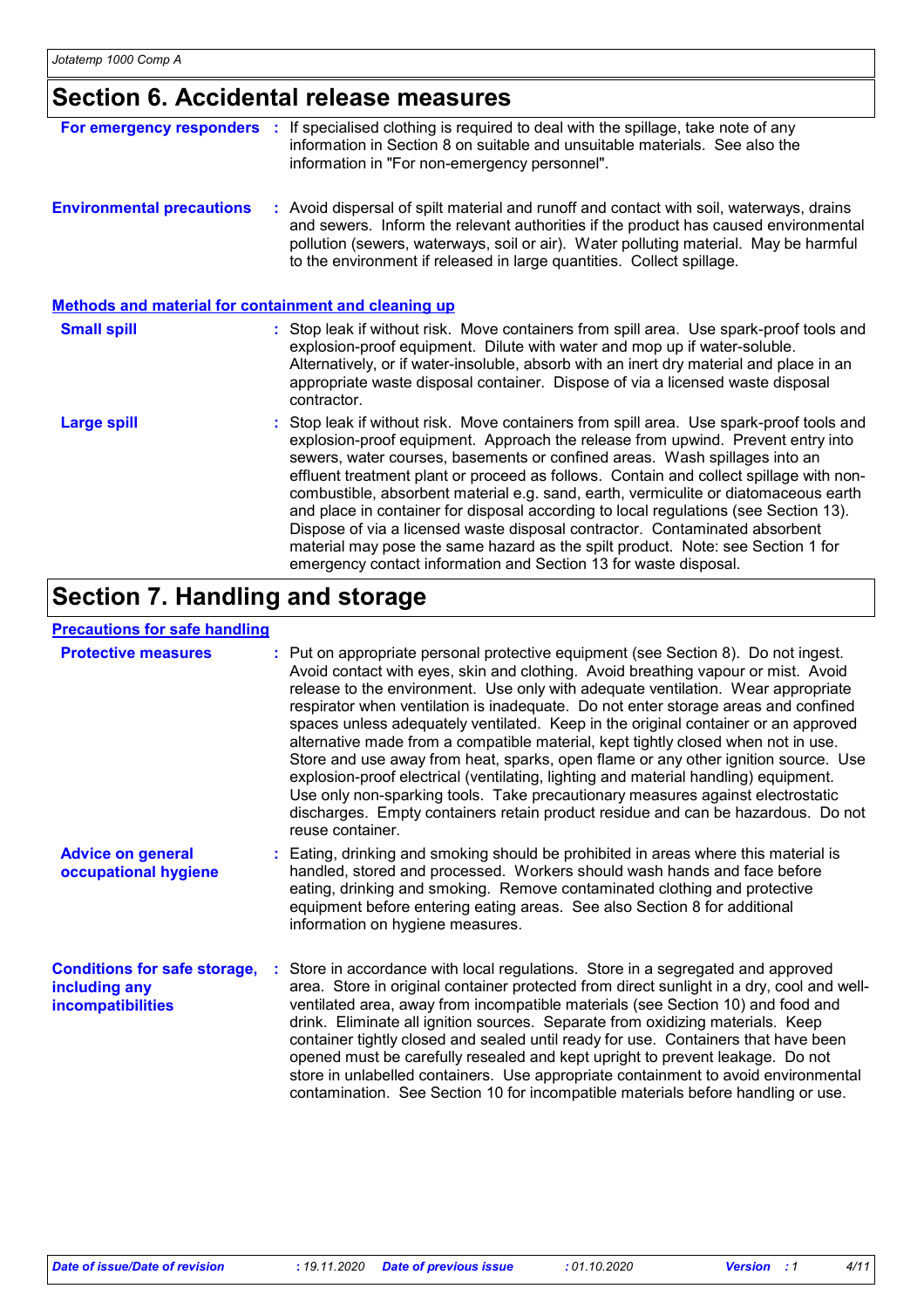## Section 6. Accidental release measures

**For emergency responders** : If specialised clothing is required to deal with the spillage, take note of any information in Section 8 on suitable and unsuitable materials. See also the information in "For non-emergency personnel".

**Environmental precautions** : Avoid dispersal of spilt material and runoff and contact with soil, waterways, drains and sewers. Inform the relevant authorities if the product has caused environmental pollution (sewers, waterways, soil or air). Water polluting material. May be harmful to the environment if released in large quantities. Collect spillage.

### Methods and material for containment and cleaning up

**Small spill** : Stop leak if without risk. Move containers from spill area. Use spark-proof tools and explosion-proof equipment. Dilute with water and mop up if water-soluble. Alternatively, or if water-insoluble, absorb with an inert dry material and place in an appropriate waste disposal container. Dispose of via a licensed waste disposal contractor.

**Large spill** : Stop leak if without risk. Move containers from spill area. Use spark-proof tools and explosion-proof equipment. Approach the release from upwind. Prevent entry into sewers, water courses, basements or confined areas. Wash spillages into an effluent treatment plant or proceed as follows. Contain and collect spillage with non-combustible, absorbent material e.g. sand, earth, vermiculite or diatomaceous earth and place in container for disposal according to local regulations (see Section 13). Dispose of via a licensed waste disposal contractor. Contaminated absorbent material may pose the same hazard as the spilt product. Note: see Section 1 for emergency contact information and Section 13 for waste disposal.

## Section 7. Handling and storage

### Precautions for safe handling

**Protective measures** : Put on appropriate personal protective equipment (see Section 8). Do not ingest. Avoid contact with eyes, skin and clothing. Avoid breathing vapour or mist. Avoid release to the environment. Use only with adequate ventilation. Wear appropriate respirator when ventilation is inadequate. Do not enter storage areas and confined spaces unless adequately ventilated. Keep in the original container or an approved alternative made from a compatible material, kept tightly closed when not in use. Store and use away from heat, sparks, open flame or any other ignition source. Use explosion-proof electrical (ventilating, lighting and material handling) equipment. Use only non-sparking tools. Take precautionary measures against electrostatic discharges. Empty containers retain product residue and can be hazardous. Do not reuse container.

**Advice on general occupational hygiene** : Eating, drinking and smoking should be prohibited in areas where this material is handled, stored and processed. Workers should wash hands and face before eating, drinking and smoking. Remove contaminated clothing and protective equipment before entering eating areas. See also Section 8 for additional information on hygiene measures.

**Conditions for safe storage, including any incompatibilities** : Store in accordance with local regulations. Store in a segregated and approved area. Store in original container protected from direct sunlight in a dry, cool and well-ventilated area, away from incompatible materials (see Section 10) and food and drink. Eliminate all ignition sources. Separate from oxidizing materials. Keep container tightly closed and sealed until ready for use. Containers that have been opened must be carefully resealed and kept upright to prevent leakage. Do not store in unlabelled containers. Use appropriate containment to avoid environmental contamination. See Section 10 for incompatible materials before handling or use.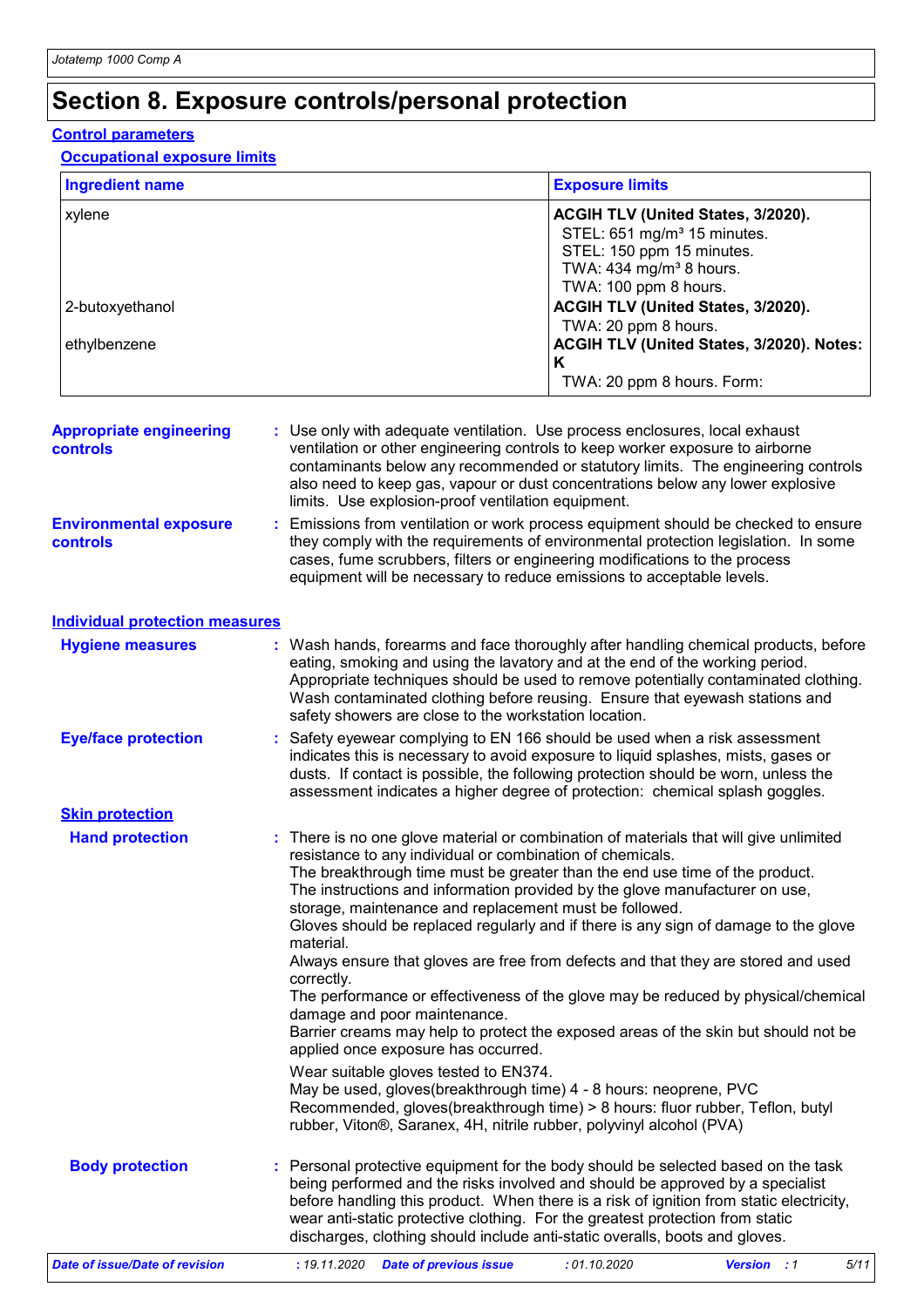# Section 8. Exposure controls/personal protection

## Control parameters

### Occupational exposure limits

| Ingredient name | Exposure limits |
| --- | --- |
| xylene | **ACGIH TLV (United States, 3/2020).**<br>STEL: 651 mg/m³ 15 minutes.<br>STEL: 150 ppm 15 minutes.<br>TWA: 434 mg/m³ 8 hours.<br>TWA: 100 ppm 8 hours. |
| 2-butoxyethanol | **ACGIH TLV (United States, 3/2020).**<br>TWA: 20 ppm 8 hours. |
| ethylbenzene | **ACGIH TLV (United States, 3/2020). Notes: K**<br>TWA: 20 ppm 8 hours. Form: |

**Appropriate engineering controls** : Use only with adequate ventilation. Use process enclosures, local exhaust ventilation or other engineering controls to keep worker exposure to airborne contaminants below any recommended or statutory limits. The engineering controls also need to keep gas, vapour or dust concentrations below any lower explosive limits. Use explosion-proof ventilation equipment.

**Environmental exposure controls** : Emissions from ventilation or work process equipment should be checked to ensure they comply with the requirements of environmental protection legislation. In some cases, fume scrubbers, filters or engineering modifications to the process equipment will be necessary to reduce emissions to acceptable levels.

## Individual protection measures

**Hygiene measures** : Wash hands, forearms and face thoroughly after handling chemical products, before eating, smoking and using the lavatory and at the end of the working period. Appropriate techniques should be used to remove potentially contaminated clothing. Wash contaminated clothing before reusing. Ensure that eyewash stations and safety showers are close to the workstation location.

**Eye/face protection** : Safety eyewear complying to EN 166 should be used when a risk assessment indicates this is necessary to avoid exposure to liquid splashes, mists, gases or dusts. If contact is possible, the following protection should be worn, unless the assessment indicates a higher degree of protection: chemical splash goggles.

### Skin protection

**Hand protection** : There is no one glove material or combination of materials that will give unlimited resistance to any individual or combination of chemicals.
The breakthrough time must be greater than the end use time of the product.
The instructions and information provided by the glove manufacturer on use, storage, maintenance and replacement must be followed.
Gloves should be replaced regularly and if there is any sign of damage to the glove material.
Always ensure that gloves are free from defects and that they are stored and used correctly.
The performance or effectiveness of the glove may be reduced by physical/chemical damage and poor maintenance.
Barrier creams may help to protect the exposed areas of the skin but should not be applied once exposure has occurred.

Wear suitable gloves tested to EN374.
May be used, gloves(breakthrough time) 4 - 8 hours: neoprene, PVC
Recommended, gloves(breakthrough time) > 8 hours: fluor rubber, Teflon, butyl rubber, Viton®, Saranex, 4H, nitrile rubber, polyvinyl alcohol (PVA)

**Body protection** : Personal protective equipment for the body should be selected based on the task being performed and the risks involved and should be approved by a specialist before handling this product. When there is a risk of ignition from static electricity, wear anti-static protective clothing. For the greatest protection from static discharges, clothing should include anti-static overalls, boots and gloves.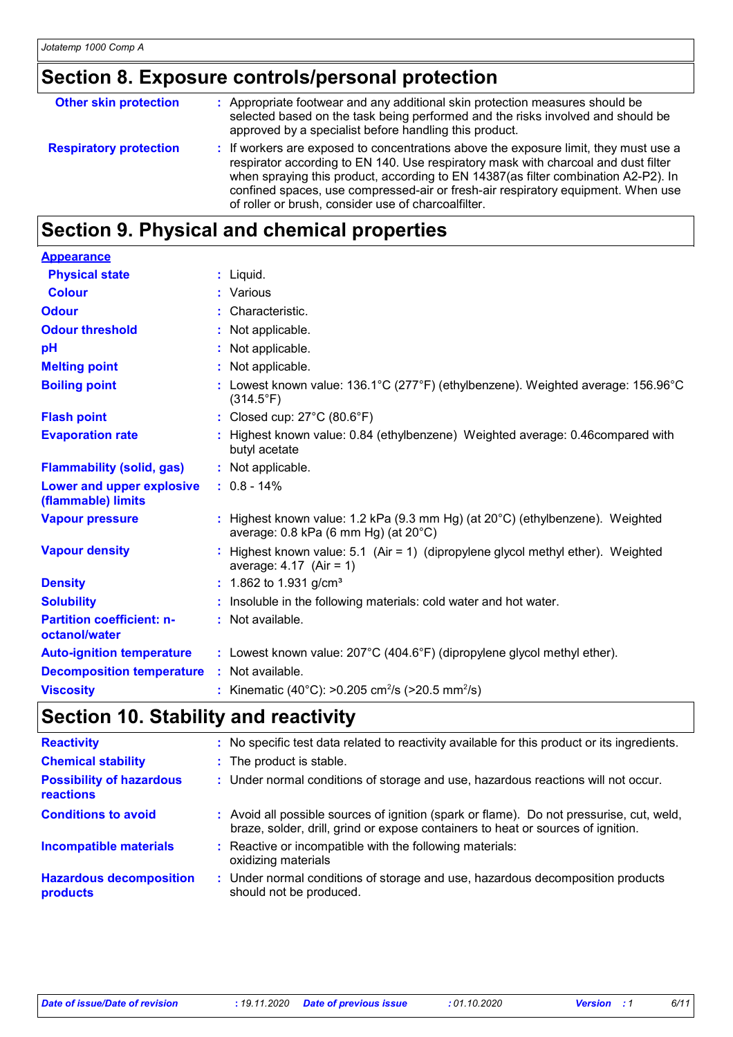## Section 8. Exposure controls/personal protection

| | |
|---|---|
| **Other skin protection** | : Appropriate footwear and any additional skin protection measures should be selected based on the task being performed and the risks involved and should be approved by a specialist before handling this product. |
| **Respiratory protection** | : If workers are exposed to concentrations above the exposure limit, they must use a respirator according to EN 140. Use respiratory mask with charcoal and dust filter when spraying this product, according to EN 14387(as filter combination A2-P2). In confined spaces, use compressed-air or fresh-air respiratory equipment. When use of roller or brush, consider use of charcoalfilter. |

## Section 9. Physical and chemical properties

**Appearance**

| | |
|---|---|
| **Physical state** | : Liquid. |
| **Colour** | : Various |
| **Odour** | : Characteristic. |
| **Odour threshold** | : Not applicable. |
| **pH** | : Not applicable. |
| **Melting point** | : Not applicable. |
| **Boiling point** | : Lowest known value: 136.1°C (277°F) (ethylbenzene). Weighted average: 156.96°C (314.5°F) |
| **Flash point** | : Closed cup: 27°C (80.6°F) |
| **Evaporation rate** | : Highest known value: 0.84 (ethylbenzene) Weighted average: 0.46compared with butyl acetate |
| **Flammability (solid, gas)** | : Not applicable. |
| **Lower and upper explosive (flammable) limits** | : 0.8 - 14% |
| **Vapour pressure** | : Highest known value: 1.2 kPa (9.3 mm Hg) (at 20°C) (ethylbenzene). Weighted average: 0.8 kPa (6 mm Hg) (at 20°C) |
| **Vapour density** | : Highest known value: 5.1 (Air = 1) (dipropylene glycol methyl ether). Weighted average: 4.17 (Air = 1) |
| **Density** | : 1.862 to 1.931 g/cm³ |
| **Solubility** | : Insoluble in the following materials: cold water and hot water. |
| **Partition coefficient: n-octanol/water** | : Not available. |
| **Auto-ignition temperature** | : Lowest known value: 207°C (404.6°F) (dipropylene glycol methyl ether). |
| **Decomposition temperature** | : Not available. |
| **Viscosity** | : Kinematic (40°C): >0.205 $cm^2/s$ (>20.5 $mm^2/s$) |

## Section 10. Stability and reactivity

| | |
|---|---|
| **Reactivity** | : No specific test data related to reactivity available for this product or its ingredients. |
| **Chemical stability** | : The product is stable. |
| **Possibility of hazardous reactions** | : Under normal conditions of storage and use, hazardous reactions will not occur. |
| **Conditions to avoid** | : Avoid all possible sources of ignition (spark or flame). Do not pressurise, cut, weld, braze, solder, drill, grind or expose containers to heat or sources of ignition. |
| **Incompatible materials** | : Reactive or incompatible with the following materials: oxidizing materials |
| **Hazardous decomposition products** | : Under normal conditions of storage and use, hazardous decomposition products should not be produced. |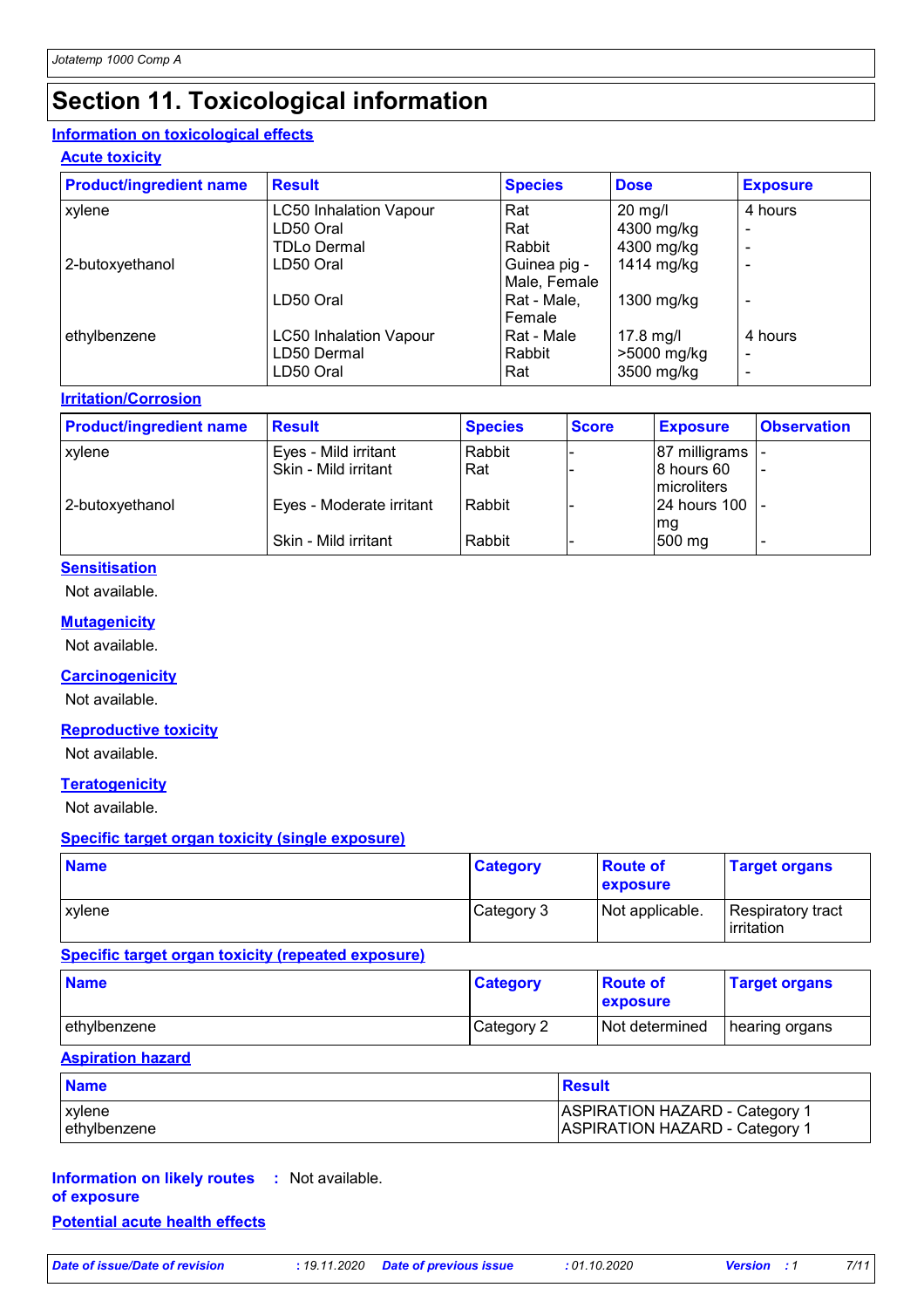# Section 11. Toxicological information

## Information on toxicological effects

### Acute toxicity

| Product/ingredient name | Result | Species | Dose | Exposure |
|---|---|---|---|---|
| xylene | LC50 Inhalation Vapour | Rat | 20 mg/l | 4 hours |
| | LD50 Oral | Rat | 4300 mg/kg | - |
| | TDLo Dermal | Rabbit | 4300 mg/kg | - |
| 2-butoxyethanol | LD50 Oral | Guinea pig - Male, Female | 1414 mg/kg | - |
| | LD50 Oral | Rat - Male, Female | 1300 mg/kg | - |
| ethylbenzene | LC50 Inhalation Vapour | Rat - Male | 17.8 mg/l | 4 hours |
| | LD50 Dermal | Rabbit | >5000 mg/kg | - |
| | LD50 Oral | Rat | 3500 mg/kg | - |

### Irritation/Corrosion

| Product/ingredient name | Result | Species | Score | Exposure | Observation |
|---|---|---|---|---|---|
| xylene | Eyes - Mild irritant | Rabbit | - | 87 milligrams | - |
| | Skin - Mild irritant | Rat | - | 8 hours 60 microliters | - |
| 2-butoxyethanol | Eyes - Moderate irritant | Rabbit | - | 24 hours 100 mg | - |
| | Skin - Mild irritant | Rabbit | - | 500 mg | - |

### Sensitisation

Not available.

### Mutagenicity

Not available.

### Carcinogenicity

Not available.

### Reproductive toxicity

Not available.

### Teratogenicity

Not available.

### Specific target organ toxicity (single exposure)

| Name | Category | Route of exposure | Target organs |
|---|---|---|---|
| xylene | Category 3 | Not applicable. | Respiratory tract irritation |

### Specific target organ toxicity (repeated exposure)

| Name | Category | Route of exposure | Target organs |
|---|---|---|---|
| ethylbenzene | Category 2 | Not determined | hearing organs |

### Aspiration hazard

| Name | Result |
|---|---|
| xylene | ASPIRATION HAZARD - Category 1 |
| ethylbenzene | ASPIRATION HAZARD - Category 1 |

**Information on likely routes of exposure** : Not available.

### Potential acute health effects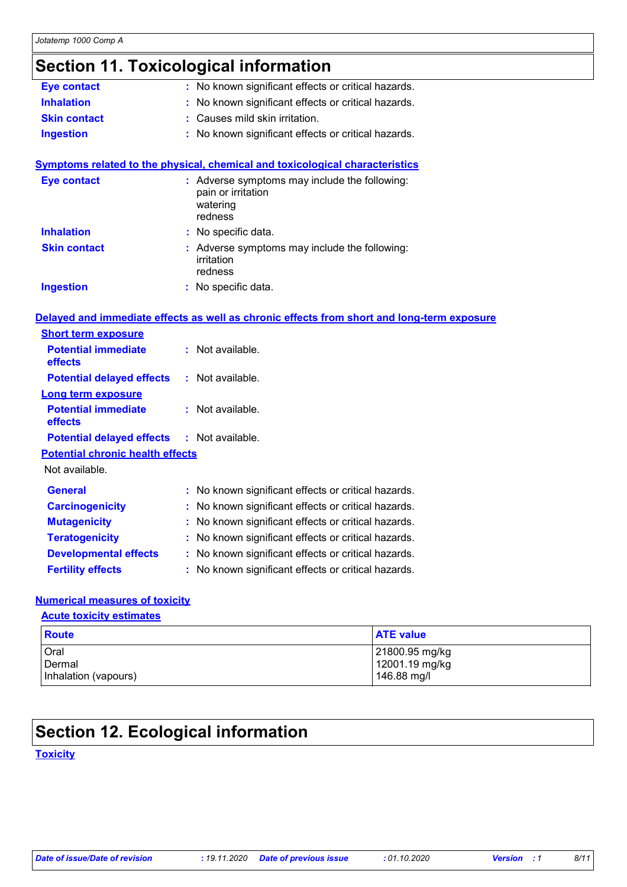# Section 11. Toxicological information

**Eye contact** : No known significant effects or critical hazards.

**Inhalation** : No known significant effects or critical hazards.

**Skin contact** : Causes mild skin irritation.

**Ingestion** : No known significant effects or critical hazards.

## Symptoms related to the physical, chemical and toxicological characteristics

**Eye contact** : Adverse symptoms may include the following:
pain or irritation
watering
redness

**Inhalation** : No specific data.

**Skin contact** : Adverse symptoms may include the following:
irritation
redness

**Ingestion** : No specific data.

## Delayed and immediate effects as well as chronic effects from short and long-term exposure

### Short term exposure

**Potential immediate effects** : Not available.

**Potential delayed effects** : Not available.

### Long term exposure

**Potential immediate effects** : Not available.

**Potential delayed effects** : Not available.

### Potential chronic health effects

Not available.

**General** : No known significant effects or critical hazards.

**Carcinogenicity** : No known significant effects or critical hazards.

**Mutagenicity** : No known significant effects or critical hazards.

**Teratogenicity** : No known significant effects or critical hazards.

**Developmental effects** : No known significant effects or critical hazards.

**Fertility effects** : No known significant effects or critical hazards.

## Numerical measures of toxicity

### Acute toxicity estimates

| Route | ATE value |
|---|---|
| Oral | 21800.95 mg/kg |
| Dermal | 12001.19 mg/kg |
| Inhalation (vapours) | 146.88 mg/l |

# Section 12. Ecological information

## Toxicity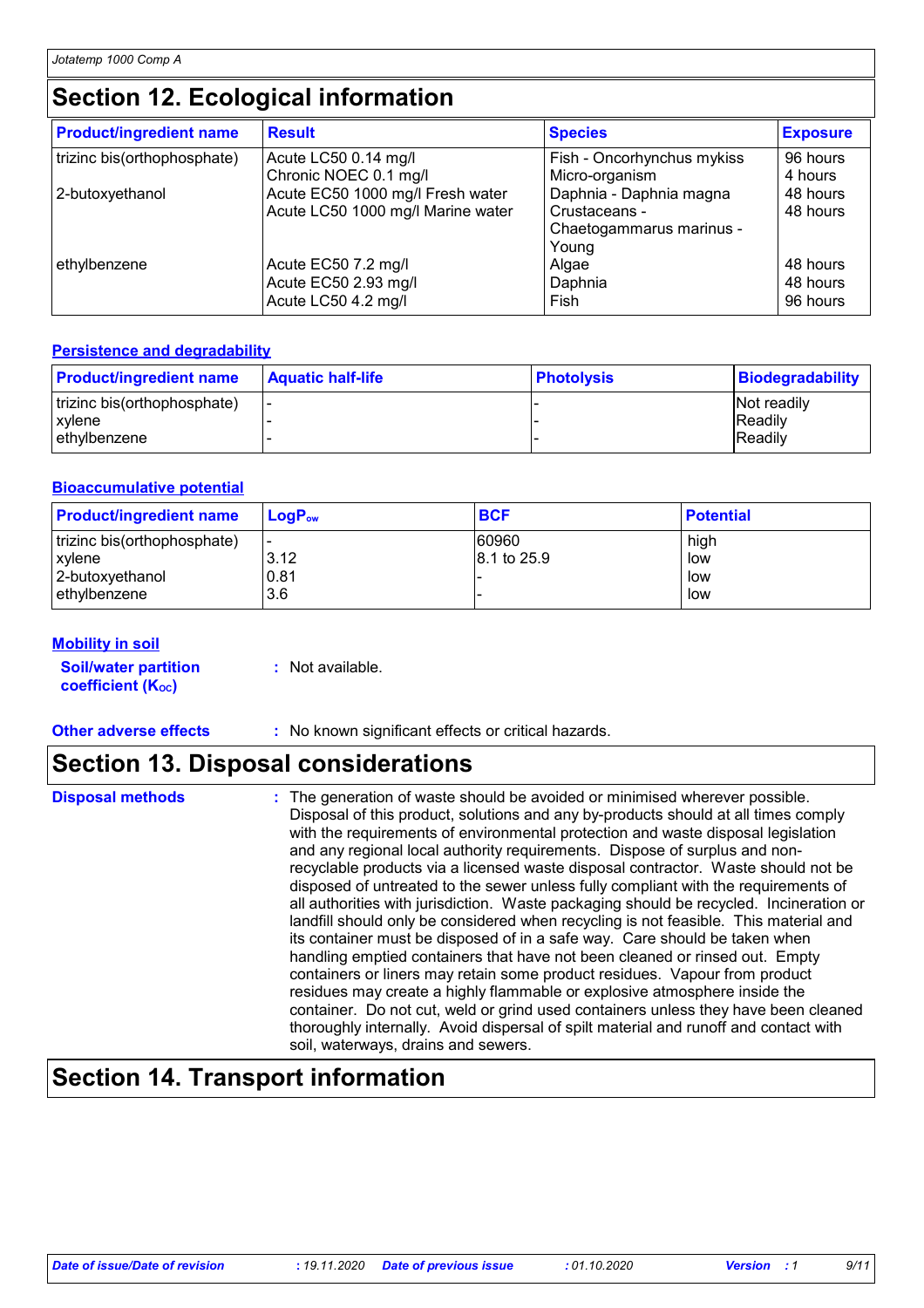# Section 12. Ecological information

| Product/ingredient name | Result | Species | Exposure |
|---|---|---|---|
| trizinc bis(orthophosphate) | Acute LC50 0.14 mg/l | Fish - Oncorhynchus mykiss | 96 hours |
| | Chronic NOEC 0.1 mg/l | Micro-organism | 4 hours |
| 2-butoxyethanol | Acute EC50 1000 mg/l Fresh water | Daphnia - Daphnia magna | 48 hours |
| | Acute LC50 1000 mg/l Marine water | Crustaceans - Chaetogammarus marinus - Young | 48 hours |
| ethylbenzene | Acute EC50 7.2 mg/l | Algae | 48 hours |
| | Acute EC50 2.93 mg/l | Daphnia | 48 hours |
| | Acute LC50 4.2 mg/l | Fish | 96 hours |

## Persistence and degradability

| Product/ingredient name | Aquatic half-life | Photolysis | Biodegradability |
|---|---|---|---|
| trizinc bis(orthophosphate) | - | - | Not readily |
| xylene | - | - | Readily |
| ethylbenzene | - | - | Readily |

## Bioaccumulative potential

| Product/ingredient name | $LogP_{ow}$ | BCF | Potential |
|---|---|---|---|
| trizinc bis(orthophosphate) | - | 60960 | high |
| xylene | 3.12 | 8.1 to 25.9 | low |
| 2-butoxyethanol | 0.81 | - | low |
| ethylbenzene | 3.6 | - | low |

## Mobility in soil

**Soil/water partition coefficient ($K_{OC}$)** : Not available.

**Other adverse effects** : No known significant effects or critical hazards.

# Section 13. Disposal considerations

**Disposal methods** : The generation of waste should be avoided or minimised wherever possible. Disposal of this product, solutions and any by-products should at all times comply with the requirements of environmental protection and waste disposal legislation and any regional local authority requirements. Dispose of surplus and non-recyclable products via a licensed waste disposal contractor. Waste should not be disposed of untreated to the sewer unless fully compliant with the requirements of all authorities with jurisdiction. Waste packaging should be recycled. Incineration or landfill should only be considered when recycling is not feasible. This material and its container must be disposed of in a safe way. Care should be taken when handling emptied containers that have not been cleaned or rinsed out. Empty containers or liners may retain some product residues. Vapour from product residues may create a highly flammable or explosive atmosphere inside the container. Do not cut, weld or grind used containers unless they have been cleaned thoroughly internally. Avoid dispersal of spilt material and runoff and contact with soil, waterways, drains and sewers.

# Section 14. Transport information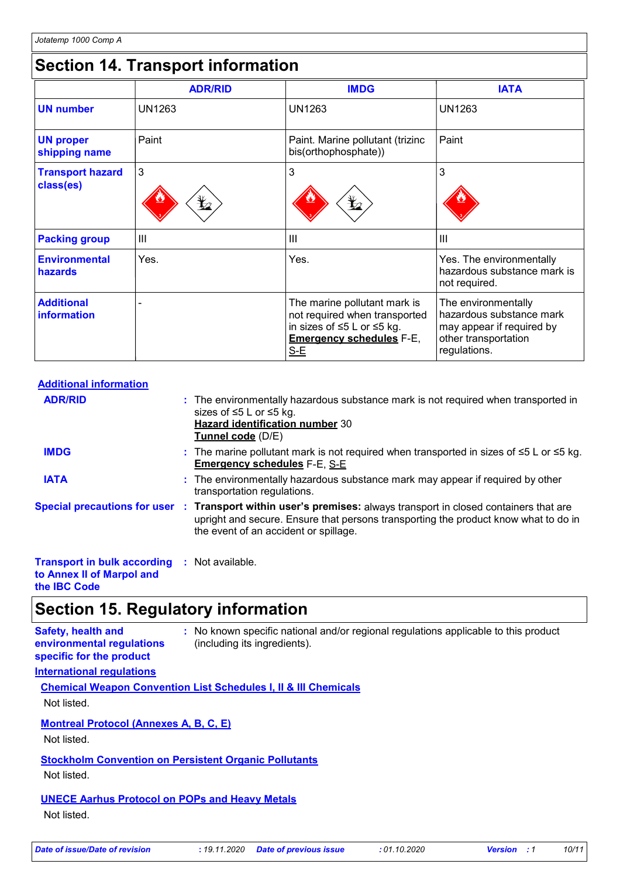## Section 14. Transport information

| | ADR/RID | IMDG | IATA |
|---|---|---|---|
| **UN number** | UN1263 | UN1263 | UN1263 |
| **UN proper shipping name** | Paint | Paint. Marine pollutant (trizinc bis(orthophosphate)) | Paint |
| **Transport hazard class(es)** | 3 | 3 | 3 |
| **Packing group** | III | III | III |
| **Environmental hazards** | Yes. | Yes. | Yes. The environmentally hazardous substance mark is not required. |
| **Additional information** | - | The marine pollutant mark is not required when transported in sizes of ≤5 L or ≤5 kg. **Emergency schedules** F-E, S-E | The environmentally hazardous substance mark may appear if required by other transportation regulations. |

**Additional information**

**ADR/RID** : The environmentally hazardous substance mark is not required when transported in sizes of ≤5 L or ≤5 kg.
**Hazard identification number** 30
**Tunnel code** (D/E)

**IMDG** : The marine pollutant mark is not required when transported in sizes of ≤5 L or ≤5 kg.
**Emergency schedules** F-E, S-E

**IATA** : The environmentally hazardous substance mark may appear if required by other transportation regulations.

**Special precautions for user** : **Transport within user's premises:** always transport in closed containers that are upright and secure. Ensure that persons transporting the product know what to do in the event of an accident or spillage.

**Transport in bulk according to Annex II of Marpol and the IBC Code** : Not available.

## Section 15. Regulatory information

**Safety, health and environmental regulations specific for the product** : No known specific national and/or regional regulations applicable to this product (including its ingredients).

**International regulations**

**Chemical Weapon Convention List Schedules I, II & III Chemicals**

Not listed.

**Montreal Protocol (Annexes A, B, C, E)**

Not listed.

**Stockholm Convention on Persistent Organic Pollutants**

Not listed.

**UNECE Aarhus Protocol on POPs and Heavy Metals**

Not listed.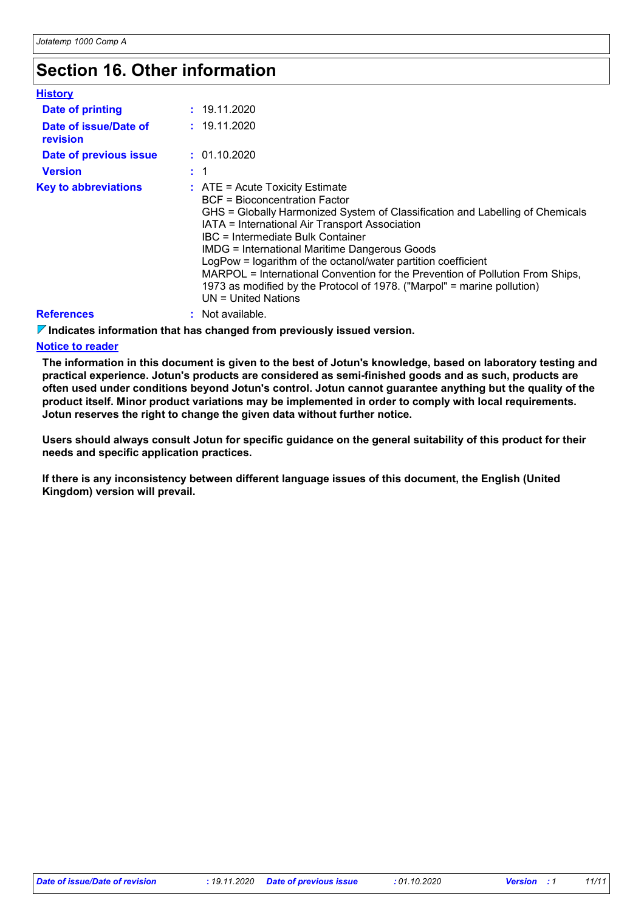# Section 16. Other information

**History**

**Date of printing** : 19.11.2020

**Date of issue/Date of revision** : 19.11.2020

**Date of previous issue** : 01.10.2020

**Version** : 1

**Key to abbreviations** : ATE = Acute Toxicity Estimate
BCF = Bioconcentration Factor
GHS = Globally Harmonized System of Classification and Labelling of Chemicals
IATA = International Air Transport Association
IBC = Intermediate Bulk Container
IMDG = International Maritime Dangerous Goods
LogPow = logarithm of the octanol/water partition coefficient
MARPOL = International Convention for the Prevention of Pollution From Ships, 1973 as modified by the Protocol of 1978. ("Marpol" = marine pollution)
UN = United Nations

**References** : Not available.

**Indicates information that has changed from previously issued version.**

**Notice to reader**

**The information in this document is given to the best of Jotun's knowledge, based on laboratory testing and practical experience. Jotun's products are considered as semi-finished goods and as such, products are often used under conditions beyond Jotun's control. Jotun cannot guarantee anything but the quality of the product itself. Minor product variations may be implemented in order to comply with local requirements. Jotun reserves the right to change the given data without further notice.**

**Users should always consult Jotun for specific guidance on the general suitability of this product for their needs and specific application practices.**

**If there is any inconsistency between different language issues of this document, the English (United Kingdom) version will prevail.**